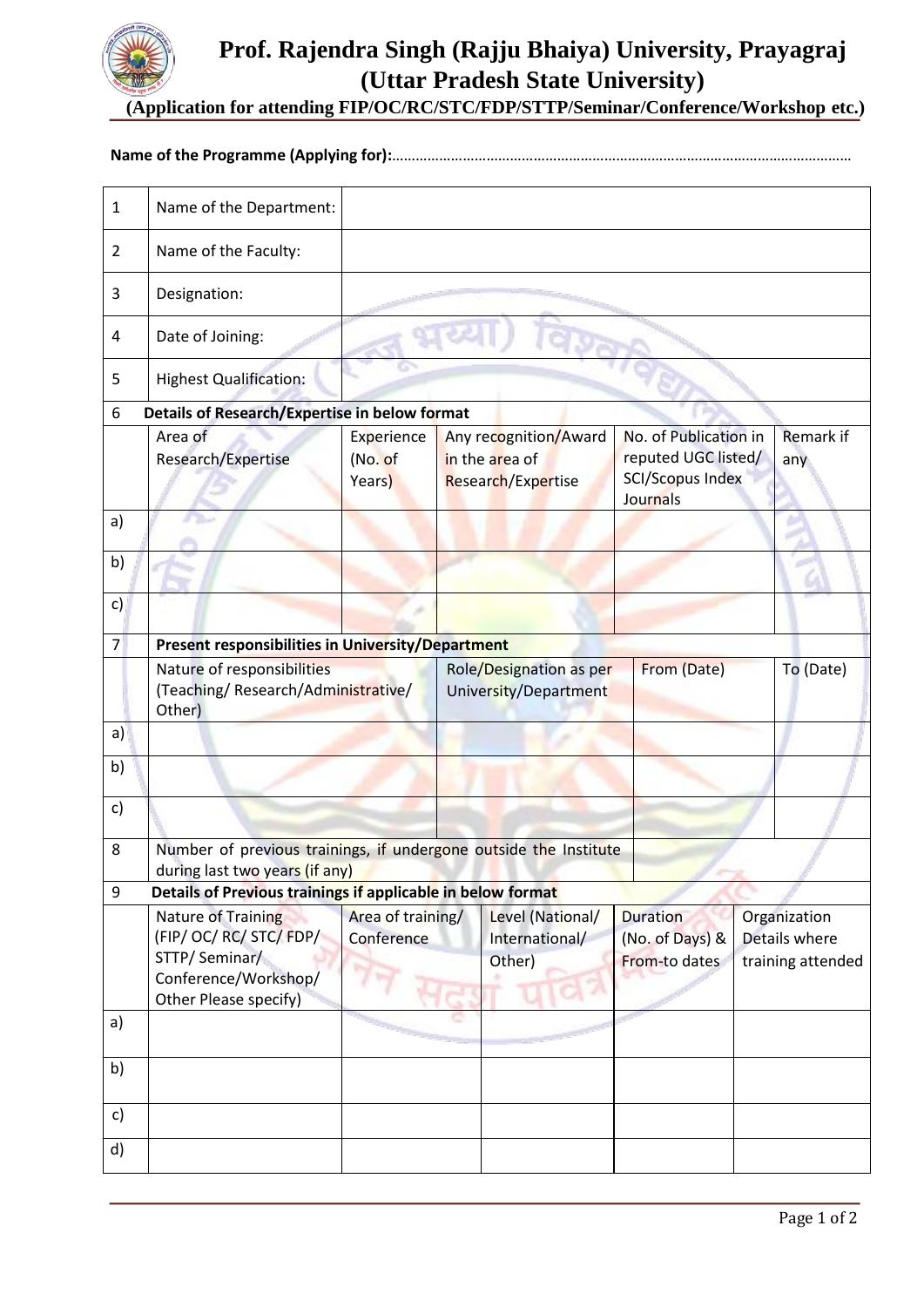# Prof. Rajendra Singh (Rajju Bhaiya) University, Prayagraj
## (Uttar Pradesh State University)
### (Application for attending FIP/OC/RC/STC/FDP/STTP/Seminar/Conference/Workshop etc.)

**Name of the Programme (Applying for):**………………………………………………………………………………………………………

| 1 | Name of the Department: | | | | |
|---|---|---|---|---|---|
| 2 | Name of the Faculty: | | | | |
| 3 | Designation: | | | | |
| 4 | Date of Joining: | | | | |
| 5 | Highest Qualification: | | | | |
| 6 | **Details of Research/Expertise in below format** | | | | |
| | Area of Research/Expertise | Experience (No. of Years) | Any recognition/Award in the area of Research/Expertise | No. of Publication in reputed UGC listed/ SCI/Scopus Index Journals | Remark if any |
| a) | | | | | |
| b) | | | | | |
| c) | | | | | |

| 7 | **Present responsibilities in University/Department** | | | |
|---|---|---|---|---|
| | Nature of responsibilities (Teaching/ Research/Administrative/ Other) | Role/Designation as per University/Department | From (Date) | To (Date) |
| a) | | | | |
| b) | | | | |
| c) | | | | |
| 8 | Number of previous trainings, if undergone outside the Institute during last two years (if any) | | | |

| 9 | **Details of Previous trainings if applicable in below format** | | | | |
|---|---|---|---|---|---|
| | Nature of Training (FIP/ OC/ RC/ STC/ FDP/ STTP/ Seminar/ Conference/Workshop/ Other Please specify) | Area of training/ Conference | Level (National/ International/ Other) | Duration (No. of Days) & From-to dates | Organization Details where training attended |
| a) | | | | | |
| b) | | | | | |
| c) | | | | | |
| d) | | | | | |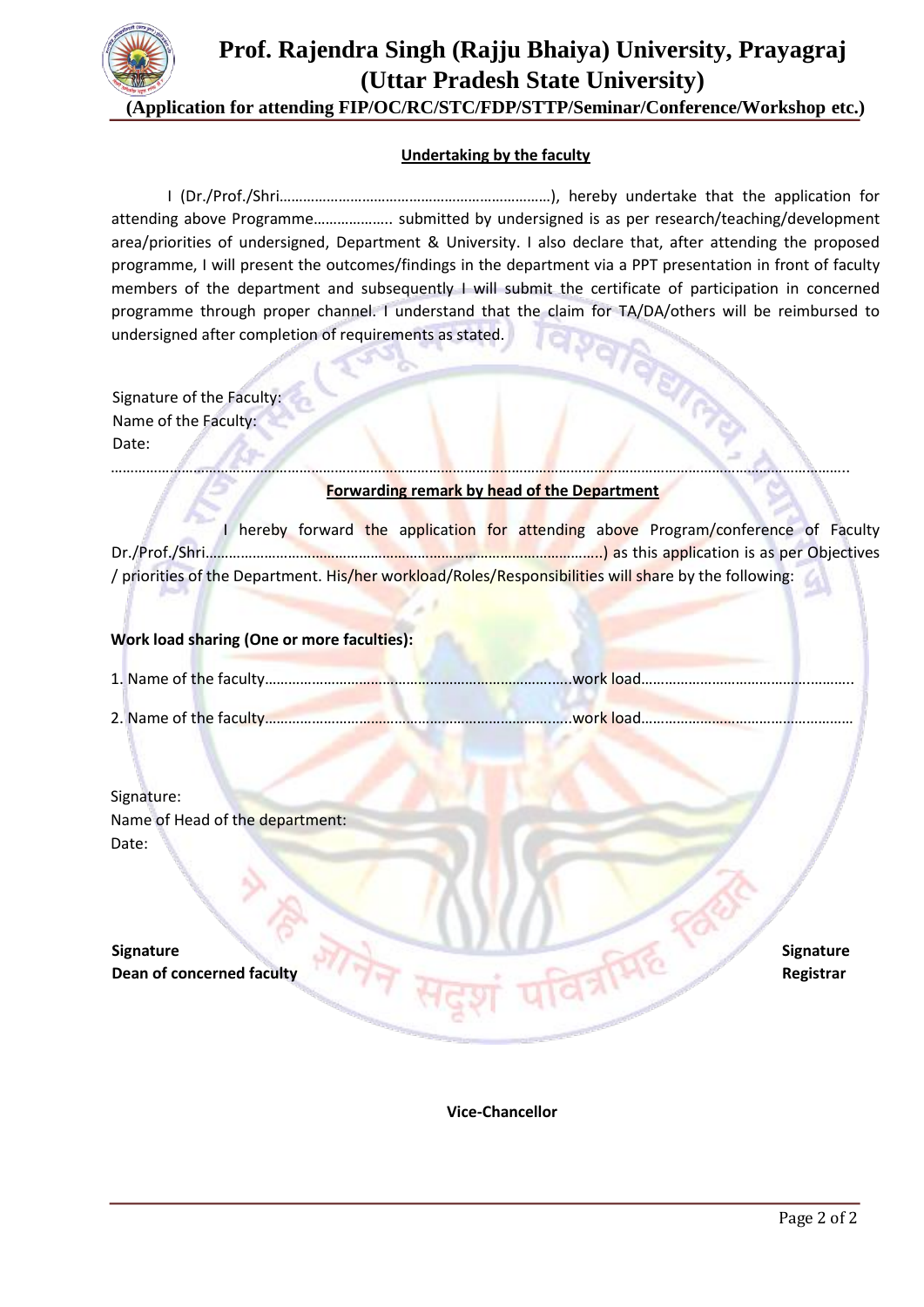# Prof. Rajendra Singh (Rajju Bhaiya) University, Prayagraj
## (Uttar Pradesh State University)
**(Application for attending FIP/OC/RC/STC/FDP/STTP/Seminar/Conference/Workshop etc.)**

**Undertaking by the faculty**

I (Dr./Prof./Shri……………………………………………………………), hereby undertake that the application for attending above Programme……………….. submitted by undersigned is as per research/teaching/development area/priorities of undersigned, Department & University. I also declare that, after attending the proposed programme, I will present the outcomes/findings in the department via a PPT presentation in front of faculty members of the department and subsequently I will submit the certificate of participation in concerned programme through proper channel. I understand that the claim for TA/DA/others will be reimbursed to undersigned after completion of requirements as stated.

Signature of the Faculty:
Name of the Faculty:
Date:

……………………………………………………………………………………………………………………………………………………………………..

**Forwarding remark by head of the Department**

I hereby forward the application for attending above Program/conference of Faculty Dr./Prof./Shri………………………………………………………………………………………..) as this application is as per Objectives / priorities of the Department. His/her workload/Roles/Responsibilities will share by the following:

**Work load sharing (One or more faculties):**

1. Name of the faculty…………………………………………………………………..work load……………………………………………..

2. Name of the faculty…………………………………………………………………..work load……………………………………………

Signature:
Name of Head of the department:
Date:

**Signature**
**Dean of concerned faculty**

**Signature**
**Registrar**

**Vice-Chancellor**